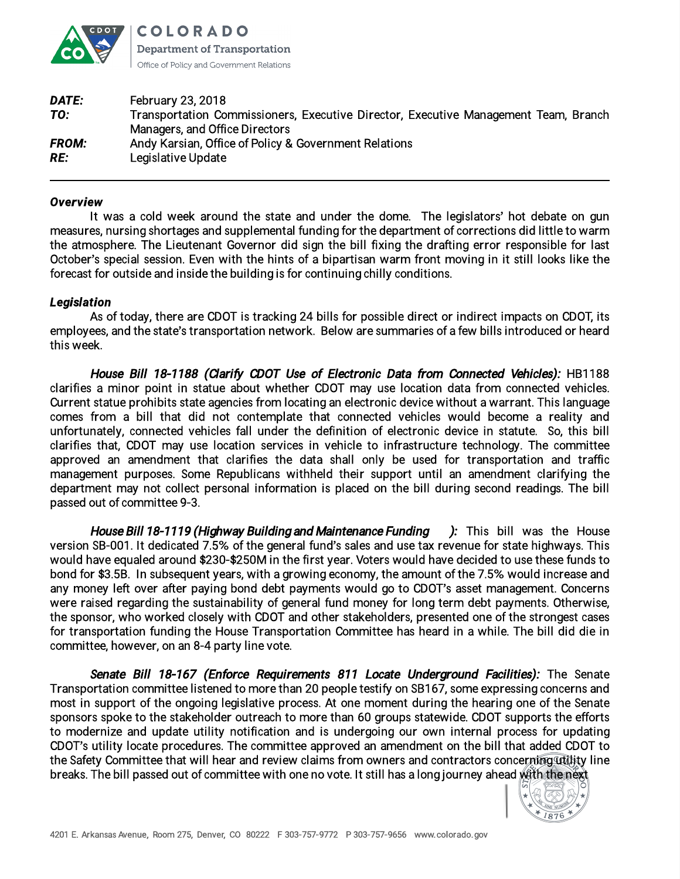**COLORADO**
**Department of Transportation**
Office of Policy and Government Relations

| | |
|---|---|
| ***DATE:*** | February 23, 2018 |
| ***TO:*** | Transportation Commissioners, Executive Director, Executive Management Team, Branch Managers, and Office Directors |
| ***FROM:*** | Andy Karsian, Office of Policy & Government Relations |
| ***RE:*** | Legislative Update |

---

***Overview***

It was a cold week around the state and under the dome. The legislators' hot debate on gun measures, nursing shortages and supplemental funding for the department of corrections did little to warm the atmosphere. The Lieutenant Governor did sign the bill fixing the drafting error responsible for last October's special session. Even with the hints of a bipartisan warm front moving in it still looks like the forecast for outside and inside the building is for continuing chilly conditions.

***Legislation***

As of today, there are CDOT is tracking 24 bills for possible direct or indirect impacts on CDOT, its employees, and the state's transportation network. Below are summaries of a few bills introduced or heard this week.

***House Bill 18-1188 (Clarify CDOT Use of Electronic Data from Connected Vehicles):*** HB1188 clarifies a minor point in statue about whether CDOT may use location data from connected vehicles. Current statue prohibits state agencies from locating an electronic device without a warrant. This language comes from a bill that did not contemplate that connected vehicles would become a reality and unfortunately, connected vehicles fall under the definition of electronic device in statute. So, this bill clarifies that, CDOT may use location services in vehicle to infrastructure technology. The committee approved an amendment that clarifies the data shall only be used for transportation and traffic management purposes. Some Republicans withheld their support until an amendment clarifying the department may not collect personal information is placed on the bill during second readings. The bill passed out of committee 9-3.

***House Bill 18-1119 (Highway Building and Maintenance Funding ):*** This bill was the House version SB-001. It dedicated 7.5% of the general fund's sales and use tax revenue for state highways. This would have equaled around $230-$250M in the first year. Voters would have decided to use these funds to bond for $3.5B. In subsequent years, with a growing economy, the amount of the 7.5% would increase and any money left over after paying bond debt payments would go to CDOT's asset management. Concerns were raised regarding the sustainability of general fund money for long term debt payments. Otherwise, the sponsor, who worked closely with CDOT and other stakeholders, presented one of the strongest cases for transportation funding the House Transportation Committee has heard in a while. The bill did die in committee, however, on an 8-4 party line vote.

***Senate Bill 18-167 (Enforce Requirements 811 Locate Underground Facilities):*** The Senate Transportation committee listened to more than 20 people testify on SB167, some expressing concerns and most in support of the ongoing legislative process. At one moment during the hearing one of the Senate sponsors spoke to the stakeholder outreach to more than 60 groups statewide. CDOT supports the efforts to modernize and update utility notification and is undergoing our own internal process for updating CDOT's utility locate procedures. The committee approved an amendment on the bill that added CDOT to the Safety Committee that will hear and review claims from owners and contractors concerning utility line breaks. The bill passed out of committee with one no vote. It still has a long journey ahead with the next

4201 E. Arkansas Avenue, Room 275, Denver, CO 80222 F 303-757-9772 P 303-757-9656 www.colorado.gov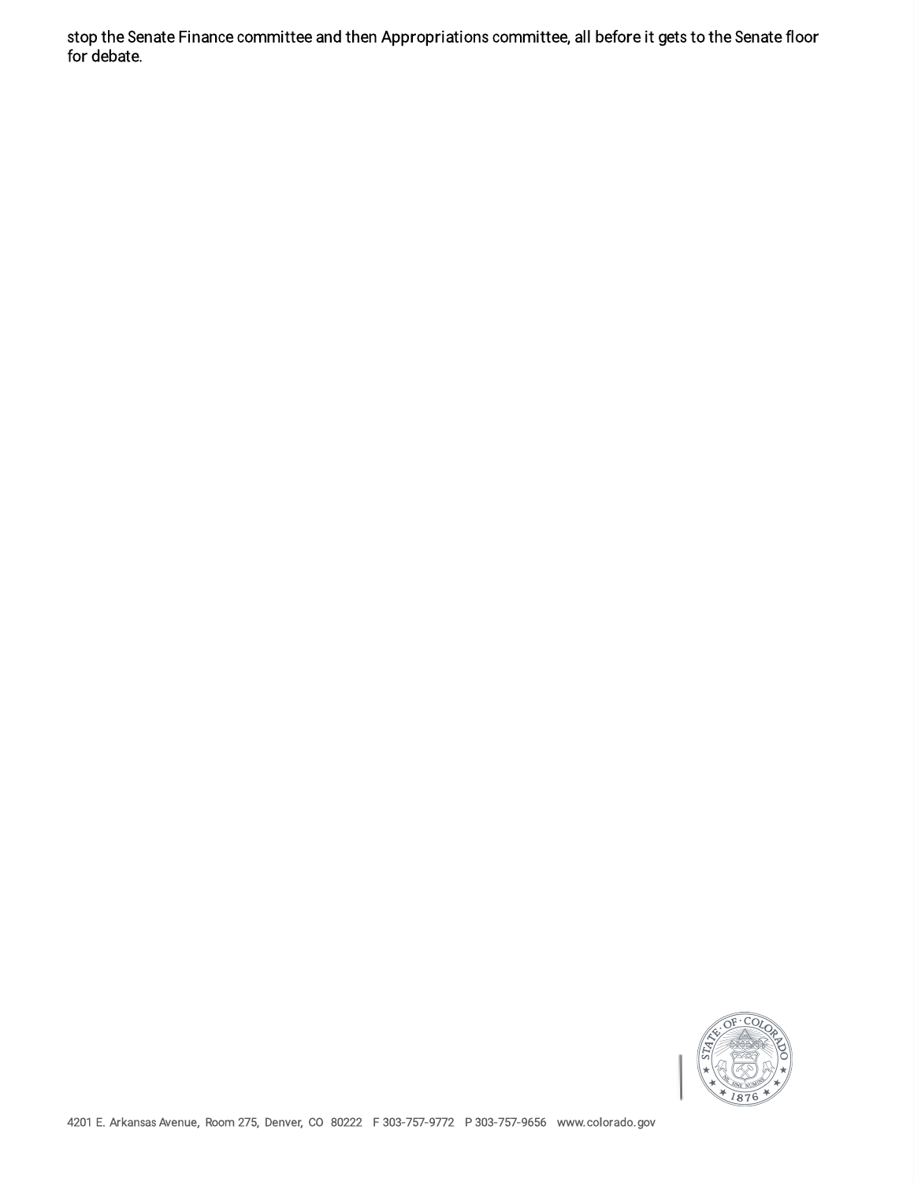stop the Senate Finance committee and then Appropriations committee, all before it gets to the Senate floor for debate.